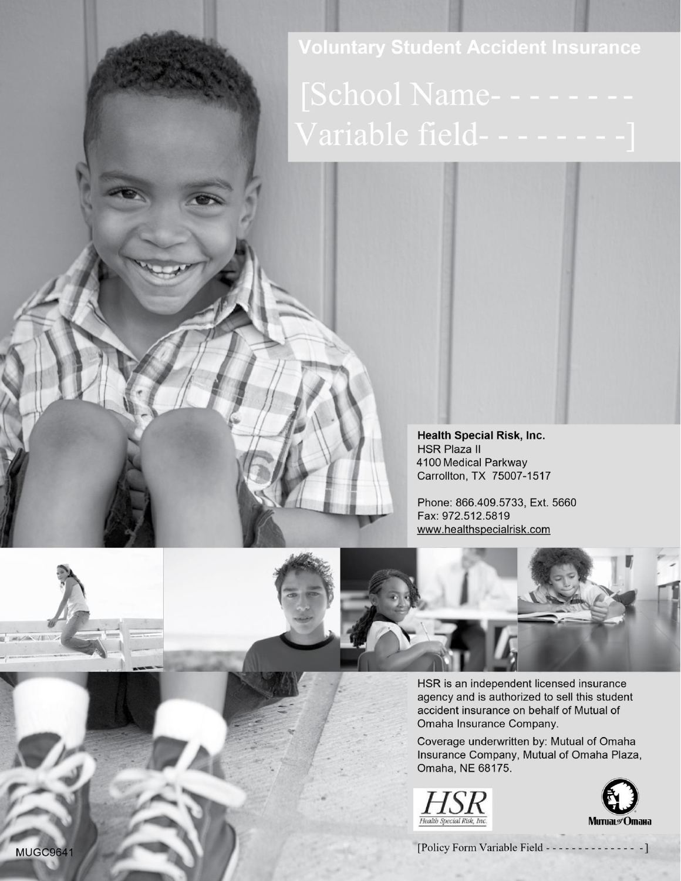# Voluntary Student Accident Insurance

[School Name- - - - - - - -
Variable field- - - - - - - -]

**Health Special Risk, Inc.**
HSR Plaza II
4100 Medical Parkway
Carrollton, TX 75007-1517

Phone: 866.409.5733, Ext. 5660
Fax: 972.512.5819
www.healthspecialrisk.com

HSR is an independent licensed insurance agency and is authorized to sell this student accident insurance on behalf of Mutual of Omaha Insurance Company.

Coverage underwritten by: Mutual of Omaha Insurance Company, Mutual of Omaha Plaza, Omaha, NE 68175.

HSR Health Special Risk, Inc.

Mutual of Omaha

MUGC9641

[Policy Form Variable Field - - - - - - - - - - - - - -]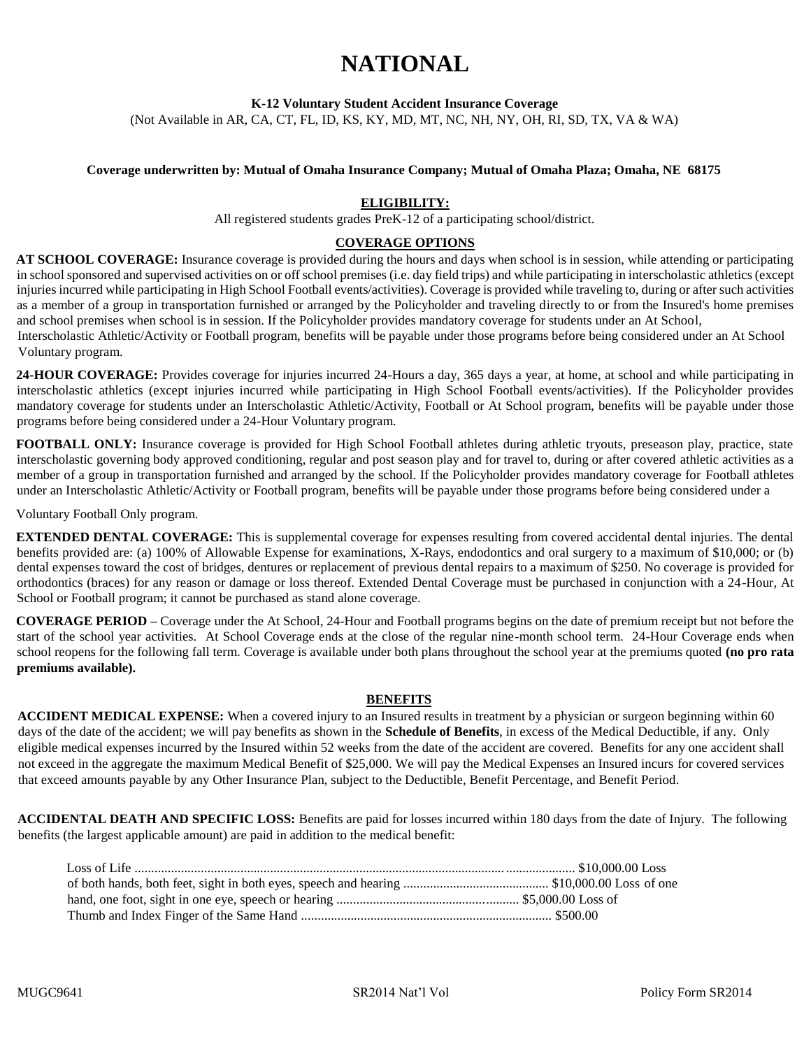# NATIONAL

**K-12 Voluntary Student Accident Insurance Coverage**

(Not Available in AR, CA, CT, FL, ID, KS, KY, MD, MT, NC, NH, NY, OH, RI, SD, TX, VA & WA)

**Coverage underwritten by: Mutual of Omaha Insurance Company; Mutual of Omaha Plaza; Omaha, NE 68175**

## ELIGIBILITY:

All registered students grades PreK-12 of a participating school/district.

## COVERAGE OPTIONS

**AT SCHOOL COVERAGE:** Insurance coverage is provided during the hours and days when school is in session, while attending or participating in school sponsored and supervised activities on or off school premises (i.e. day field trips) and while participating in interscholastic athletics (except injuries incurred while participating in High School Football events/activities). Coverage is provided while traveling to, during or after such activities as a member of a group in transportation furnished or arranged by the Policyholder and traveling directly to or from the Insured's home premises and school premises when school is in session. If the Policyholder provides mandatory coverage for students under an At School, Interscholastic Athletic/Activity or Football program, benefits will be payable under those programs before being considered under an At School Voluntary program.

**24-HOUR COVERAGE:** Provides coverage for injuries incurred 24-Hours a day, 365 days a year, at home, at school and while participating in interscholastic athletics (except injuries incurred while participating in High School Football events/activities). If the Policyholder provides mandatory coverage for students under an Interscholastic Athletic/Activity, Football or At School program, benefits will be payable under those programs before being considered under a 24-Hour Voluntary program.

**FOOTBALL ONLY:** Insurance coverage is provided for High School Football athletes during athletic tryouts, preseason play, practice, state interscholastic governing body approved conditioning, regular and post season play and for travel to, during or after covered athletic activities as a member of a group in transportation furnished and arranged by the school. If the Policyholder provides mandatory coverage for Football athletes under an Interscholastic Athletic/Activity or Football program, benefits will be payable under those programs before being considered under a Voluntary Football Only program.

**EXTENDED DENTAL COVERAGE:** This is supplemental coverage for expenses resulting from covered accidental dental injuries. The dental benefits provided are: (a) 100% of Allowable Expense for examinations, X-Rays, endodontics and oral surgery to a maximum of $10,000; or (b) dental expenses toward the cost of bridges, dentures or replacement of previous dental repairs to a maximum of $250. No coverage is provided for orthodontics (braces) for any reason or damage or loss thereof. Extended Dental Coverage must be purchased in conjunction with a 24-Hour, At School or Football program; it cannot be purchased as stand alone coverage.

**COVERAGE PERIOD –** Coverage under the At School, 24-Hour and Football programs begins on the date of premium receipt but not before the start of the school year activities. At School Coverage ends at the close of the regular nine-month school term. 24-Hour Coverage ends when school reopens for the following fall term. Coverage is available under both plans throughout the school year at the premiums quoted **(no pro rata premiums available).**

## BENEFITS

**ACCIDENT MEDICAL EXPENSE:** When a covered injury to an Insured results in treatment by a physician or surgeon beginning within 60 days of the date of the accident; we will pay benefits as shown in the **Schedule of Benefits**, in excess of the Medical Deductible, if any. Only eligible medical expenses incurred by the Insured within 52 weeks from the date of the accident are covered. Benefits for any one accident shall not exceed in the aggregate the maximum Medical Benefit of $25,000. We will pay the Medical Expenses an Insured incurs for covered services that exceed amounts payable by any Other Insurance Plan, subject to the Deductible, Benefit Percentage, and Benefit Period.

**ACCIDENTAL DEATH AND SPECIFIC LOSS:** Benefits are paid for losses incurred within 180 days from the date of Injury. The following benefits (the largest applicable amount) are paid in addition to the medical benefit:

Loss of Life .................................................... $10,000.00

Loss of both hands, both feet, sight in both eyes, speech and hearing .................... $10,000.00

Loss of one hand, one foot, sight in one eye, speech or hearing .................... $5,000.00

Loss of Thumb and Index Finger of the Same Hand .................... $500.00

MUGC9641 SR2014 Nat'l Vol Policy Form SR2014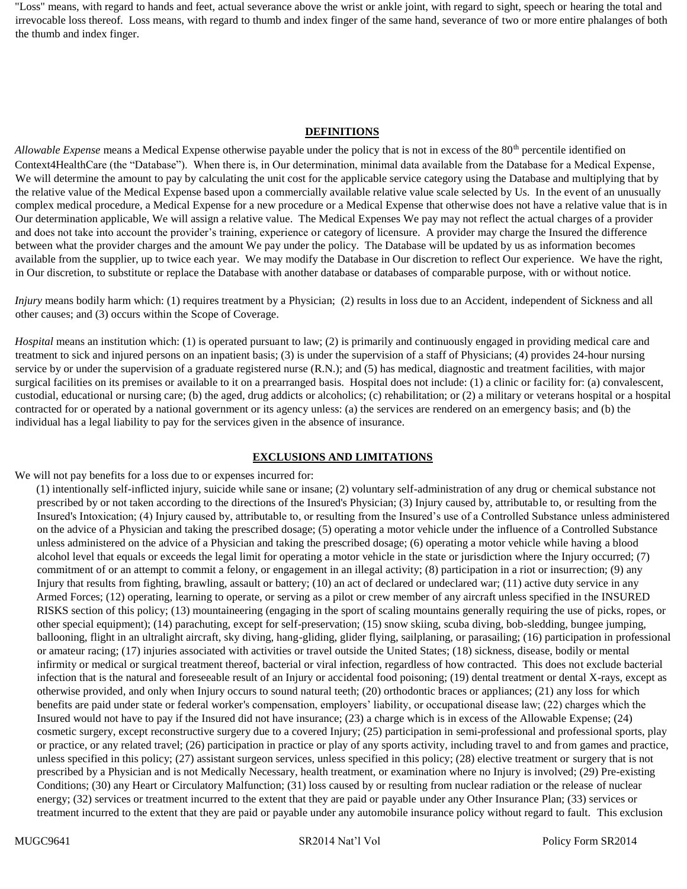"Loss" means, with regard to hands and feet, actual severance above the wrist or ankle joint, with regard to sight, speech or hearing the total and irrevocable loss thereof. Loss means, with regard to thumb and index finger of the same hand, severance of two or more entire phalanges of both the thumb and index finger.

## DEFINITIONS

*Allowable Expense* means a Medical Expense otherwise payable under the policy that is not in excess of the 80th percentile identified on Context4HealthCare (the "Database"). When there is, in Our determination, minimal data available from the Database for a Medical Expense, We will determine the amount to pay by calculating the unit cost for the applicable service category using the Database and multiplying that by the relative value of the Medical Expense based upon a commercially available relative value scale selected by Us. In the event of an unusually complex medical procedure, a Medical Expense for a new procedure or a Medical Expense that otherwise does not have a relative value that is in Our determination applicable, We will assign a relative value. The Medical Expenses We pay may not reflect the actual charges of a provider and does not take into account the provider's training, experience or category of licensure. A provider may charge the Insured the difference between what the provider charges and the amount We pay under the policy. The Database will be updated by us as information becomes available from the supplier, up to twice each year. We may modify the Database in Our discretion to reflect Our experience. We have the right, in Our discretion, to substitute or replace the Database with another database or databases of comparable purpose, with or without notice.

*Injury* means bodily harm which: (1) requires treatment by a Physician; (2) results in loss due to an Accident, independent of Sickness and all other causes; and (3) occurs within the Scope of Coverage.

*Hospital* means an institution which: (1) is operated pursuant to law; (2) is primarily and continuously engaged in providing medical care and treatment to sick and injured persons on an inpatient basis; (3) is under the supervision of a staff of Physicians; (4) provides 24-hour nursing service by or under the supervision of a graduate registered nurse (R.N.); and (5) has medical, diagnostic and treatment facilities, with major surgical facilities on its premises or available to it on a prearranged basis. Hospital does not include: (1) a clinic or facility for: (a) convalescent, custodial, educational or nursing care; (b) the aged, drug addicts or alcoholics; (c) rehabilitation; or (2) a military or veterans hospital or a hospital contracted for or operated by a national government or its agency unless: (a) the services are rendered on an emergency basis; and (b) the individual has a legal liability to pay for the services given in the absence of insurance.

## EXCLUSIONS AND LIMITATIONS

We will not pay benefits for a loss due to or expenses incurred for:

(1) intentionally self-inflicted injury, suicide while sane or insane; (2) voluntary self-administration of any drug or chemical substance not prescribed by or not taken according to the directions of the Insured's Physician; (3) Injury caused by, attributable to, or resulting from the Insured's Intoxication; (4) Injury caused by, attributable to, or resulting from the Insured's use of a Controlled Substance unless administered on the advice of a Physician and taking the prescribed dosage; (5) operating a motor vehicle under the influence of a Controlled Substance unless administered on the advice of a Physician and taking the prescribed dosage; (6) operating a motor vehicle while having a blood alcohol level that equals or exceeds the legal limit for operating a motor vehicle in the state or jurisdiction where the Injury occurred; (7) commitment of or an attempt to commit a felony, or engagement in an illegal activity; (8) participation in a riot or insurrection; (9) any Injury that results from fighting, brawling, assault or battery; (10) an act of declared or undeclared war; (11) active duty service in any Armed Forces; (12) operating, learning to operate, or serving as a pilot or crew member of any aircraft unless specified in the INSURED RISKS section of this policy; (13) mountaineering (engaging in the sport of scaling mountains generally requiring the use of picks, ropes, or other special equipment); (14) parachuting, except for self-preservation; (15) snow skiing, scuba diving, bob-sledding, bungee jumping, ballooning, flight in an ultralight aircraft, sky diving, hang-gliding, glider flying, sailplaning, or parasailing; (16) participation in professional or amateur racing; (17) injuries associated with activities or travel outside the United States; (18) sickness, disease, bodily or mental infirmity or medical or surgical treatment thereof, bacterial or viral infection, regardless of how contracted. This does not exclude bacterial infection that is the natural and foreseeable result of an Injury or accidental food poisoning; (19) dental treatment or dental X-rays, except as otherwise provided, and only when Injury occurs to sound natural teeth; (20) orthodontic braces or appliances; (21) any loss for which benefits are paid under state or federal worker's compensation, employers' liability, or occupational disease law; (22) charges which the Insured would not have to pay if the Insured did not have insurance; (23) a charge which is in excess of the Allowable Expense; (24) cosmetic surgery, except reconstructive surgery due to a covered Injury; (25) participation in semi-professional and professional sports, play or practice, or any related travel; (26) participation in practice or play of any sports activity, including travel to and from games and practice, unless specified in this policy; (27) assistant surgeon services, unless specified in this policy; (28) elective treatment or surgery that is not prescribed by a Physician and is not Medically Necessary, health treatment, or examination where no Injury is involved; (29) Pre-existing Conditions; (30) any Heart or Circulatory Malfunction; (31) loss caused by or resulting from nuclear radiation or the release of nuclear energy; (32) services or treatment incurred to the extent that they are paid or payable under any Other Insurance Plan; (33) services or treatment incurred to the extent that they are paid or payable under any automobile insurance policy without regard to fault. This exclusion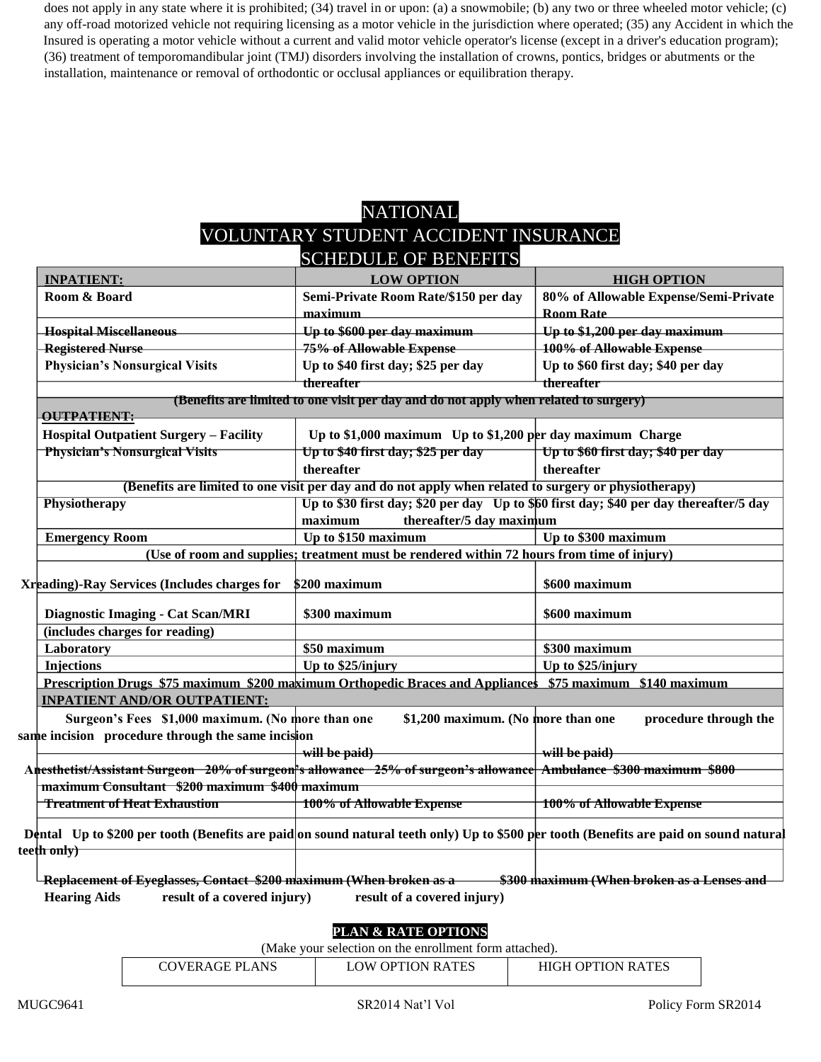does not apply in any state where it is prohibited; (34) travel in or upon: (a) a snowmobile; (b) any two or three wheeled motor vehicle; (c) any off-road motorized vehicle not requiring licensing as a motor vehicle in the jurisdiction where operated; (35) any Accident in which the Insured is operating a motor vehicle without a current and valid motor vehicle operator's license (except in a driver's education program); (36) treatment of temporomandibular joint (TMJ) disorders involving the installation of crowns, pontics, bridges or abutments or the installation, maintenance or removal of orthodontic or occlusal appliances or equilibration therapy.

# NATIONAL
# VOLUNTARY STUDENT ACCIDENT INSURANCE
# SCHEDULE OF BENEFITS

| INPATIENT: | LOW OPTION | HIGH OPTION |
|---|---|---|
| **Room & Board** | **Semi-Private Room Rate/$150 per day maximum** | **80% of Allowable Expense/Semi-Private Room Rate** |
| **Hospital Miscellaneous** | **Up to $600 per day maximum** | **Up to $1,200 per day maximum** |
| **Registered Nurse** | **75% of Allowable Expense** | **100% of Allowable Expense** |
| **Physician's Nonsurgical Visits** | **Up to $40 first day; $25 per day thereafter** | **Up to $60 first day; $40 per day thereafter** |
| **(Benefits are limited to one visit per day and do not apply when related to surgery)** | | |
| **OUTPATIENT:** | | |
| **Hospital Outpatient Surgery – Facility Charge** | **Up to $1,000 maximum** | **Up to $1,200 per day maximum** |
| **Physician's Nonsurgical Visits** | **Up to $40 first day; $25 per day thereafter** | **Up to $60 first day; $40 per day thereafter** |
| **(Benefits are limited to one visit per day and do not apply when related to surgery or physiotherapy)** | | |
| **Physiotherapy** | **Up to $30 first day; $20 per day thereafter/5 day maximum** | **Up to $60 first day; $40 per day thereafter/5 day maximum** |
| **Emergency Room** | **Up to $150 maximum** | **Up to $300 maximum** |
| **(Use of room and supplies; treatment must be rendered within 72 hours from time of injury)** | | |
| **X-Ray Services (Includes charges for reading)** | **$200 maximum** | **$600 maximum** |
| **Diagnostic Imaging - Cat Scan/MRI (includes charges for reading)** | **$300 maximum** | **$600 maximum** |
| **Laboratory** | **$50 maximum** | **$300 maximum** |
| **Injections** | **Up to $25/injury** | **Up to $25/injury** |
| **Prescription Drugs** | **$75 maximum** | **$200 maximum** |
| **Orthopedic Braces and Appliances** | **$75 maximum** | **$140 maximum** |
| **INPATIENT AND/OR OUTPATIENT:** | | |
| **Surgeon's Fees** | **$1,000 maximum. (No more than one procedure through the same incision will be paid)** | **$1,200 maximum. (No more than one procedure through the same incision will be paid)** |
| **Anesthetist/Assistant Surgeon** | **20% of surgeon's allowance** | **25% of surgeon's allowance** |
| **Ambulance** | **$300 maximum** | **$800 maximum** |
| **Consultant** | **$200 maximum** | **$400 maximum** |
| **Treatment of Heat Exhaustion** | **100% of Allowable Expense** | **100% of Allowable Expense** |
| **Dental** | **Up to $200 per tooth (Benefits are paid on sound natural teeth only)** | **Up to $500 per tooth (Benefits are paid on sound natural teeth only)** |
| **Replacement of Eyeglasses, Contact Lenses and Hearing Aids** | **$200 maximum (When broken as a result of a covered injury)** | **$300 maximum (When broken as a result of a covered injury)** |

**PLAN & RATE OPTIONS**

(Make your selection on the enrollment form attached).

| COVERAGE PLANS | LOW OPTION RATES | HIGH OPTION RATES |
|---|---|---|

MUGC9641 SR2014 Nat'l Vol Policy Form SR2014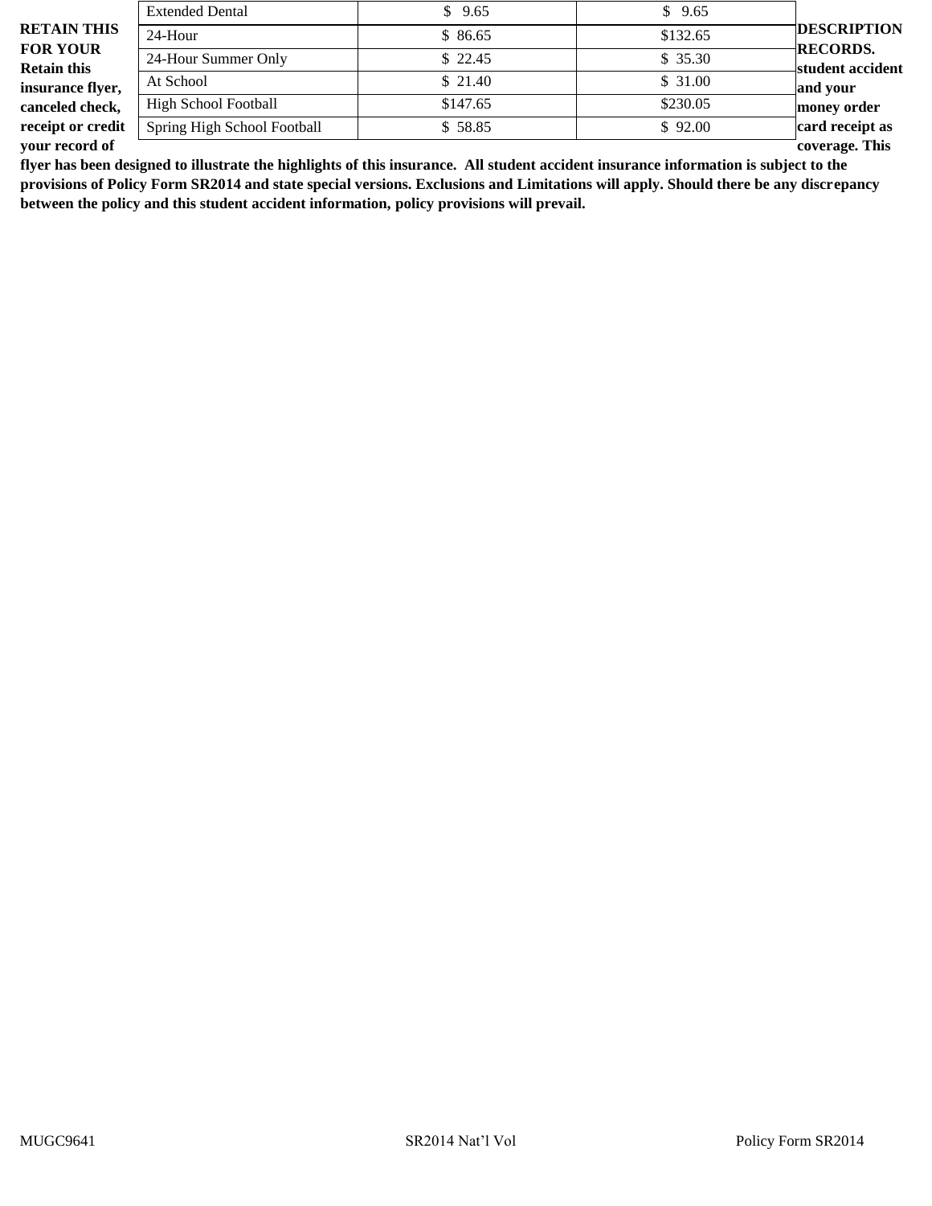| Extended Dental | $ 9.65 | $ 9.65 |
|---|---|---|
| 24-Hour | $ 86.65 | $132.65 |
| 24-Hour Summer Only | $ 22.45 | $ 35.30 |
| At School | $ 21.40 | $ 31.00 |
| High School Football | $147.65 | $230.05 |
| Spring High School Football | $ 58.85 | $ 92.00 |

**RETAIN THIS DESCRIPTION FOR YOUR RECORDS. Retain this student accident insurance flyer, and your canceled check, money order receipt or credit card receipt as your record of coverage. This flyer has been designed to illustrate the highlights of this insurance. All student accident insurance information is subject to the provisions of Policy Form SR2014 and state special versions. Exclusions and Limitations will apply. Should there be any discrepancy between the policy and this student accident information, policy provisions will prevail.**

MUGC9641 SR2014 Nat'l Vol Policy Form SR2014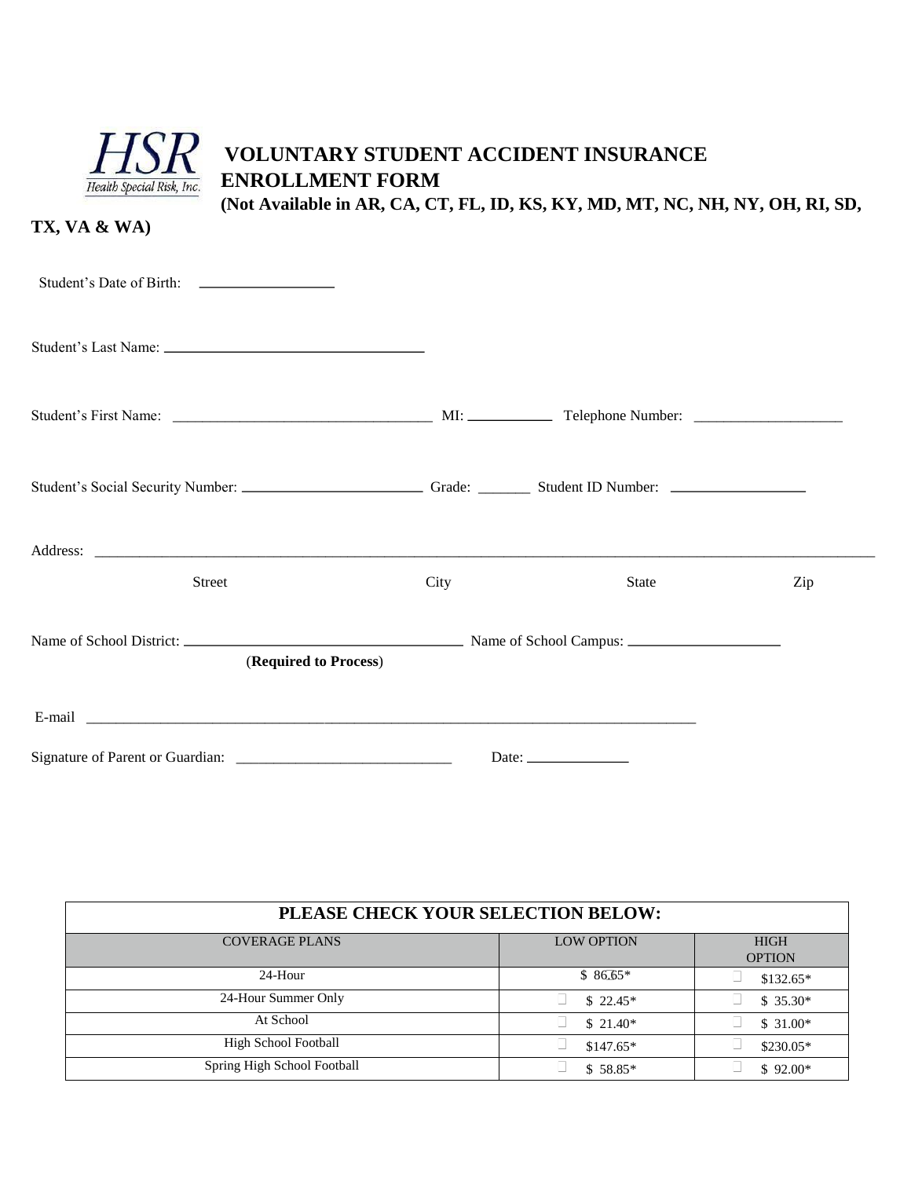# VOLUNTARY STUDENT ACCIDENT INSURANCE ENROLLMENT FORM

**(Not Available in AR, CA, CT, FL, ID, KS, KY, MD, MT, NC, NH, NY, OH, RI, SD, TX, VA & WA)**

Student's Date of Birth: ________________

Student's Last Name: ________________________________

Student's First Name: ________________________________ MI: __________ Telephone Number: ____________________

Student's Social Security Number: ______________________ Grade: _______ Student ID Number: ________________

Address: ____________________________________________________________________________________________

Street City State Zip

Name of School District: ________________________________ Name of School Campus: ____________________

(**Required to Process**)

E-mail ____________________________________________________________________________

Signature of Parent or Guardian: ____________________________ Date: _____________

| PLEASE CHECK YOUR SELECTION BELOW: | | |
|---|---|---|
| COVERAGE PLANS | LOW OPTION | HIGH OPTION |
| 24-Hour | ☐ $ 86.65* | ☐ $132.65* |
| 24-Hour Summer Only | ☐ $ 22.45* | ☐ $ 35.30* |
| At School | ☐ $ 21.40* | ☐ $ 31.00* |
| High School Football | ☐ $147.65* | ☐ $230.05* |
| Spring High School Football | ☐ $ 58.85* | ☐ $ 92.00* |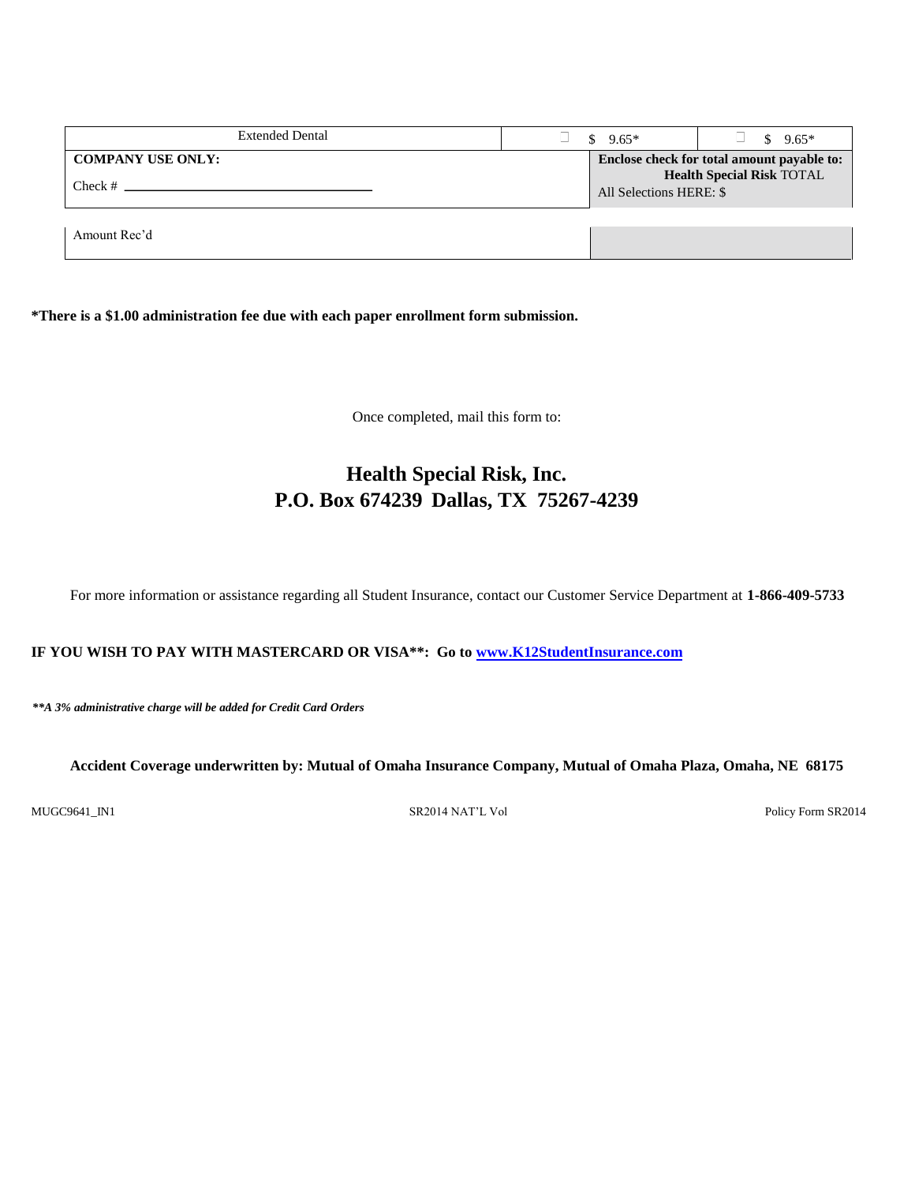| | | |
|---|---|---|
| Extended Dental | ☐ $ 9.65* | ☐ $ 9.65* |
| **COMPANY USE ONLY:** Check # ______________________ | **Enclose check for total amount payable to: Health Special Risk** TOTAL All Selections HERE: $ | |
| Amount Rec'd | | |

**\*There is a $1.00 administration fee due with each paper enrollment form submission.**

Once completed, mail this form to:

## Health Special Risk, Inc.
## P.O. Box 674239 Dallas, TX 75267-4239

For more information or assistance regarding all Student Insurance, contact our Customer Service Department at **1-866-409-5733**

**IF YOU WISH TO PAY WITH MASTERCARD OR VISA**: Go to [www.K12StudentInsurance.com](http://www.K12StudentInsurance.com)**

***\*\*A 3% administrative charge will be added for Credit Card Orders***

**Accident Coverage underwritten by: Mutual of Omaha Insurance Company, Mutual of Omaha Plaza, Omaha, NE 68175**

MUGC9641_IN1 SR2014 NAT'L Vol Policy Form SR2014